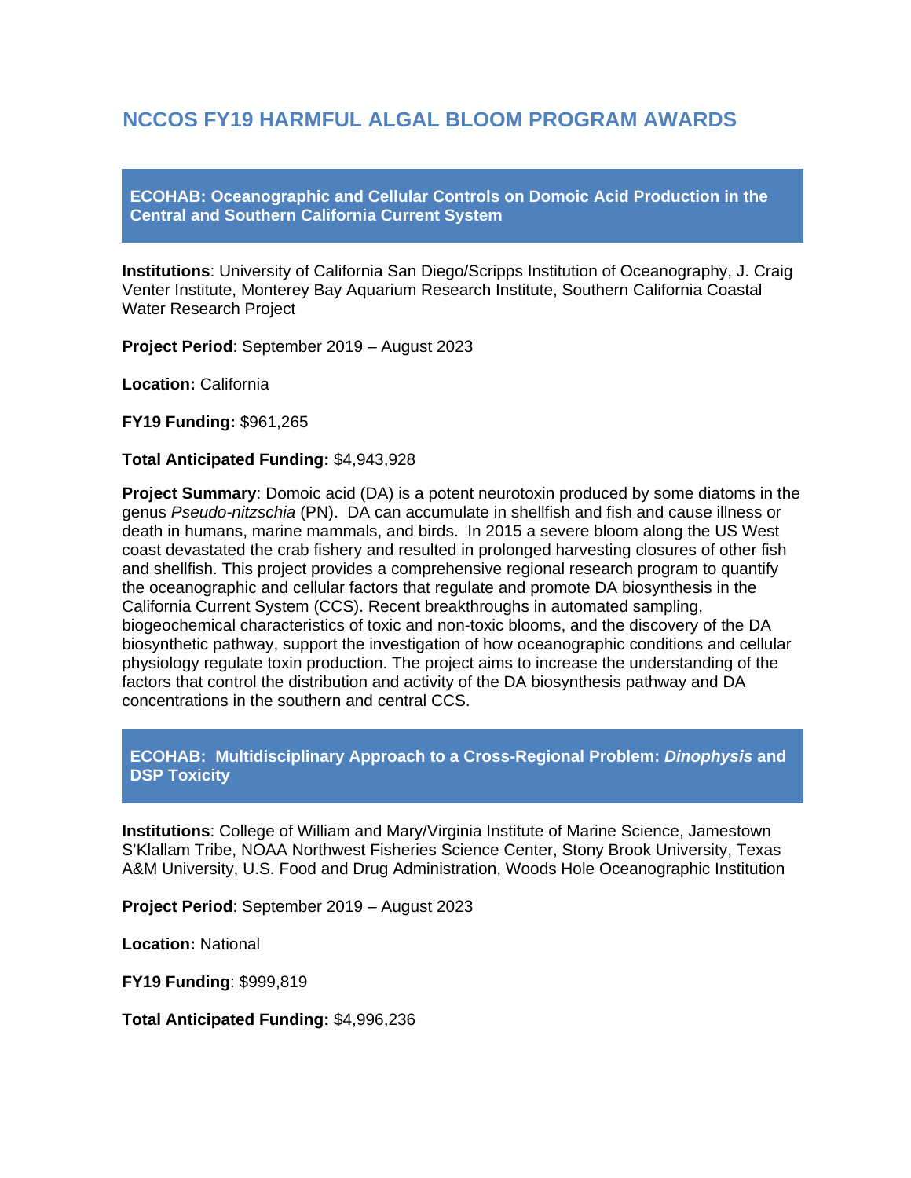# NCCOS FY19 HARMFUL ALGAL BLOOM PROGRAM AWARDS

## ECOHAB: Oceanographic and Cellular Controls on Domoic Acid Production in the Central and Southern California Current System

**Institutions**: University of California San Diego/Scripps Institution of Oceanography, J. Craig Venter Institute, Monterey Bay Aquarium Research Institute, Southern California Coastal Water Research Project

**Project Period**: September 2019 – August 2023

**Location:** California

**FY19 Funding:** $961,265

**Total Anticipated Funding:** $4,943,928

**Project Summary**: Domoic acid (DA) is a potent neurotoxin produced by some diatoms in the genus *Pseudo-nitzschia* (PN). DA can accumulate in shellfish and fish and cause illness or death in humans, marine mammals, and birds. In 2015 a severe bloom along the US West coast devastated the crab fishery and resulted in prolonged harvesting closures of other fish and shellfish. This project provides a comprehensive regional research program to quantify the oceanographic and cellular factors that regulate and promote DA biosynthesis in the California Current System (CCS). Recent breakthroughs in automated sampling, biogeochemical characteristics of toxic and non-toxic blooms, and the discovery of the DA biosynthetic pathway, support the investigation of how oceanographic conditions and cellular physiology regulate toxin production. The project aims to increase the understanding of the factors that control the distribution and activity of the DA biosynthesis pathway and DA concentrations in the southern and central CCS.

## ECOHAB: Multidisciplinary Approach to a Cross-Regional Problem: *Dinophysis* and DSP Toxicity

**Institutions**: College of William and Mary/Virginia Institute of Marine Science, Jamestown S'Klallam Tribe, NOAA Northwest Fisheries Science Center, Stony Brook University, Texas A&M University, U.S. Food and Drug Administration, Woods Hole Oceanographic Institution

**Project Period**: September 2019 – August 2023

**Location:** National

**FY19 Funding**: $999,819

**Total Anticipated Funding:** $4,996,236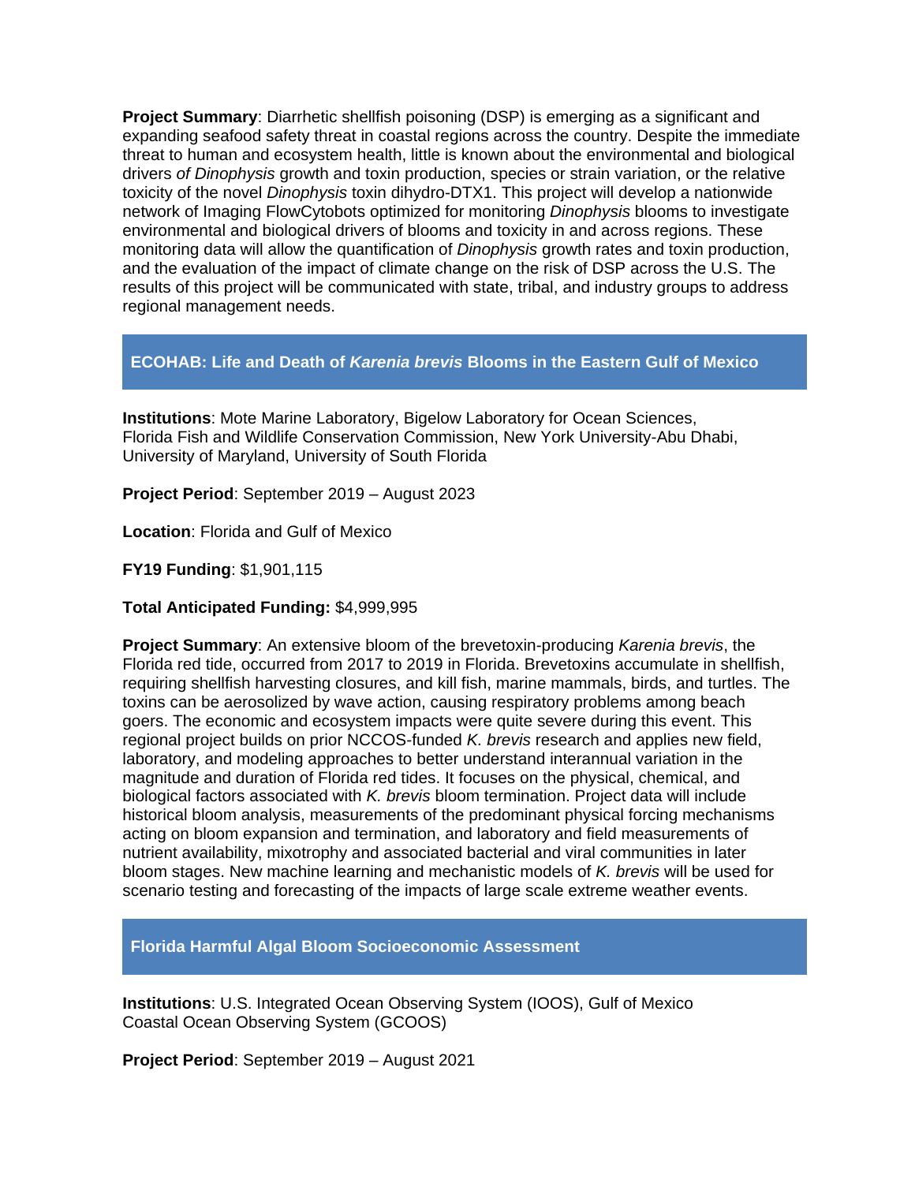**Project Summary**: Diarrhetic shellfish poisoning (DSP) is emerging as a significant and expanding seafood safety threat in coastal regions across the country. Despite the immediate threat to human and ecosystem health, little is known about the environmental and biological drivers *of Dinophysis* growth and toxin production, species or strain variation, or the relative toxicity of the novel *Dinophysis* toxin dihydro-DTX1. This project will develop a nationwide network of Imaging FlowCytobots optimized for monitoring *Dinophysis* blooms to investigate environmental and biological drivers of blooms and toxicity in and across regions. These monitoring data will allow the quantification of *Dinophysis* growth rates and toxin production, and the evaluation of the impact of climate change on the risk of DSP across the U.S. The results of this project will be communicated with state, tribal, and industry groups to address regional management needs.

## ECOHAB: Life and Death of *Karenia brevis* Blooms in the Eastern Gulf of Mexico

**Institutions**: Mote Marine Laboratory, Bigelow Laboratory for Ocean Sciences, Florida Fish and Wildlife Conservation Commission, New York University-Abu Dhabi, University of Maryland, University of South Florida

**Project Period**: September 2019 – August 2023

**Location**: Florida and Gulf of Mexico

**FY19 Funding**: $1,901,115

**Total Anticipated Funding:** $4,999,995

**Project Summary**: An extensive bloom of the brevetoxin-producing *Karenia brevis*, the Florida red tide, occurred from 2017 to 2019 in Florida. Brevetoxins accumulate in shellfish, requiring shellfish harvesting closures, and kill fish, marine mammals, birds, and turtles. The toxins can be aerosolized by wave action, causing respiratory problems among beach goers. The economic and ecosystem impacts were quite severe during this event. This regional project builds on prior NCCOS-funded *K. brevis* research and applies new field, laboratory, and modeling approaches to better understand interannual variation in the magnitude and duration of Florida red tides. It focuses on the physical, chemical, and biological factors associated with *K. brevis* bloom termination. Project data will include historical bloom analysis, measurements of the predominant physical forcing mechanisms acting on bloom expansion and termination, and laboratory and field measurements of nutrient availability, mixotrophy and associated bacterial and viral communities in later bloom stages. New machine learning and mechanistic models of *K. brevis* will be used for scenario testing and forecasting of the impacts of large scale extreme weather events.

## Florida Harmful Algal Bloom Socioeconomic Assessment

**Institutions**: U.S. Integrated Ocean Observing System (IOOS), Gulf of Mexico Coastal Ocean Observing System (GCOOS)

**Project Period**: September 2019 – August 2021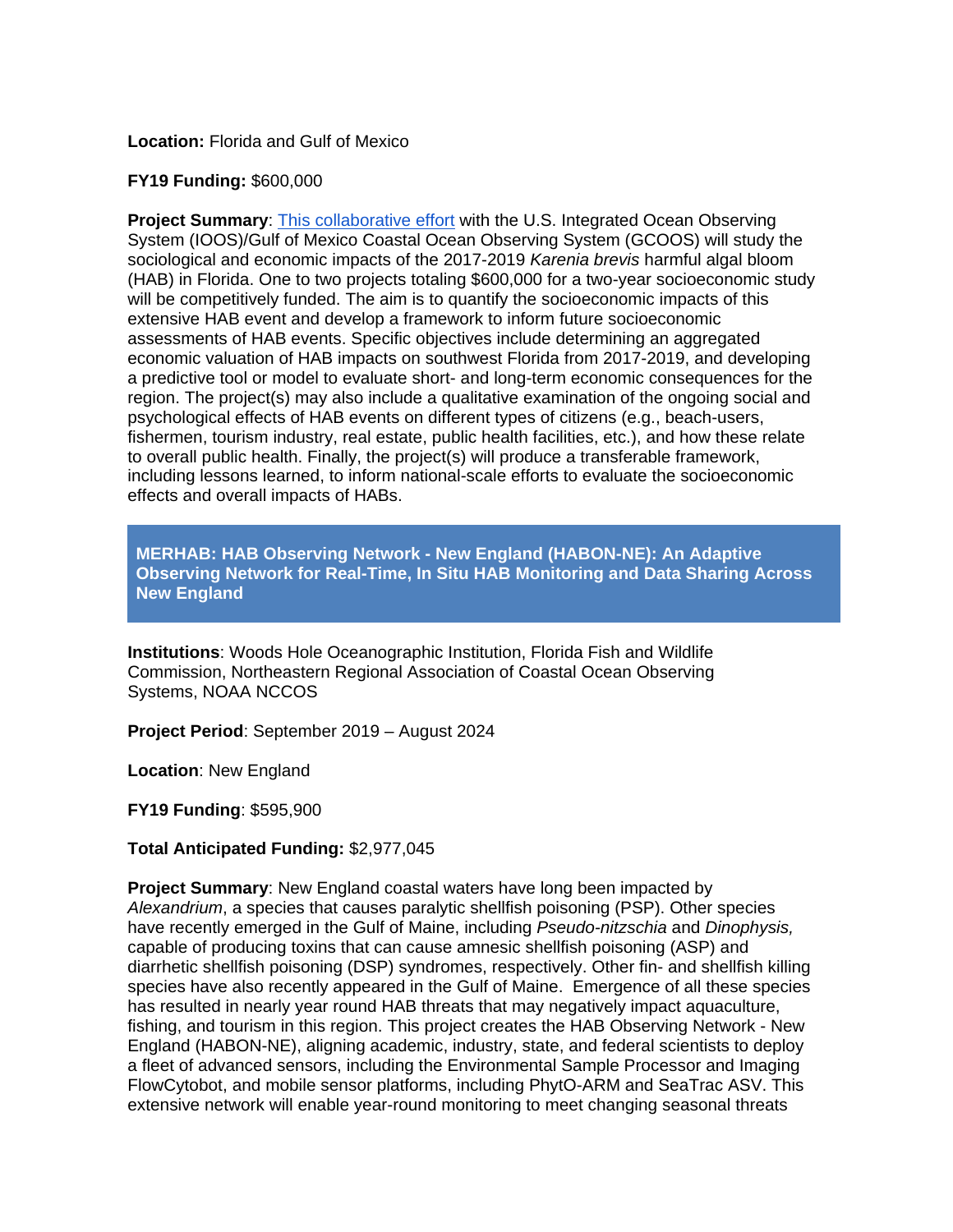**Location:** Florida and Gulf of Mexico

**FY19 Funding:** $600,000

**Project Summary**: This collaborative effort with the U.S. Integrated Ocean Observing System (IOOS)/Gulf of Mexico Coastal Ocean Observing System (GCOOS) will study the sociological and economic impacts of the 2017-2019 *Karenia brevis* harmful algal bloom (HAB) in Florida. One to two projects totaling $600,000 for a two-year socioeconomic study will be competitively funded. The aim is to quantify the socioeconomic impacts of this extensive HAB event and develop a framework to inform future socioeconomic assessments of HAB events. Specific objectives include determining an aggregated economic valuation of HAB impacts on southwest Florida from 2017-2019, and developing a predictive tool or model to evaluate short- and long-term economic consequences for the region. The project(s) may also include a qualitative examination of the ongoing social and psychological effects of HAB events on different types of citizens (e.g., beach-users, fishermen, tourism industry, real estate, public health facilities, etc.), and how these relate to overall public health. Finally, the project(s) will produce a transferable framework, including lessons learned, to inform national-scale efforts to evaluate the socioeconomic effects and overall impacts of HABs.

## MERHAB: HAB Observing Network - New England (HABON-NE): An Adaptive Observing Network for Real-Time, In Situ HAB Monitoring and Data Sharing Across New England

**Institutions**: Woods Hole Oceanographic Institution, Florida Fish and Wildlife Commission, Northeastern Regional Association of Coastal Ocean Observing Systems, NOAA NCCOS

**Project Period**: September 2019 – August 2024

**Location**: New England

**FY19 Funding**: $595,900

**Total Anticipated Funding:** $2,977,045

**Project Summary**: New England coastal waters have long been impacted by *Alexandrium*, a species that causes paralytic shellfish poisoning (PSP). Other species have recently emerged in the Gulf of Maine, including *Pseudo-nitzschia* and *Dinophysis,* capable of producing toxins that can cause amnesic shellfish poisoning (ASP) and diarrhetic shellfish poisoning (DSP) syndromes, respectively. Other fin- and shellfish killing species have also recently appeared in the Gulf of Maine. Emergence of all these species has resulted in nearly year round HAB threats that may negatively impact aquaculture, fishing, and tourism in this region. This project creates the HAB Observing Network - New England (HABON-NE), aligning academic, industry, state, and federal scientists to deploy a fleet of advanced sensors, including the Environmental Sample Processor and Imaging FlowCytobot, and mobile sensor platforms, including PhytO-ARM and SeaTrac ASV. This extensive network will enable year-round monitoring to meet changing seasonal threats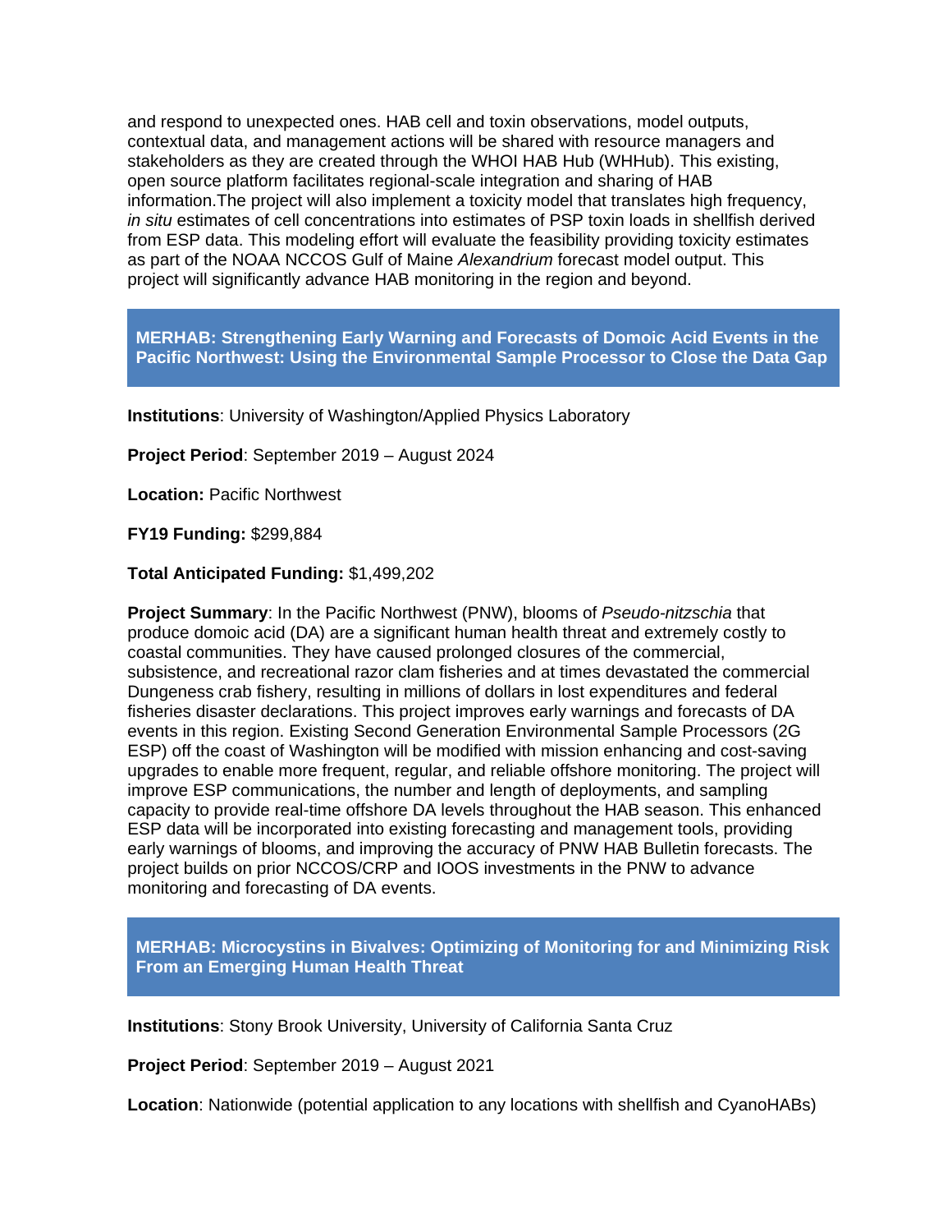and respond to unexpected ones. HAB cell and toxin observations, model outputs, contextual data, and management actions will be shared with resource managers and stakeholders as they are created through the WHOI HAB Hub (WHHub). This existing, open source platform facilitates regional-scale integration and sharing of HAB information.The project will also implement a toxicity model that translates high frequency, *in situ* estimates of cell concentrations into estimates of PSP toxin loads in shellfish derived from ESP data. This modeling effort will evaluate the feasibility providing toxicity estimates as part of the NOAA NCCOS Gulf of Maine *Alexandrium* forecast model output. This project will significantly advance HAB monitoring in the region and beyond.

## MERHAB: Strengthening Early Warning and Forecasts of Domoic Acid Events in the Pacific Northwest: Using the Environmental Sample Processor to Close the Data Gap

**Institutions**: University of Washington/Applied Physics Laboratory

**Project Period**: September 2019 – August 2024

**Location:** Pacific Northwest

**FY19 Funding:** $299,884

**Total Anticipated Funding:** $1,499,202

**Project Summary**: In the Pacific Northwest (PNW), blooms of *Pseudo-nitzschia* that produce domoic acid (DA) are a significant human health threat and extremely costly to coastal communities. They have caused prolonged closures of the commercial, subsistence, and recreational razor clam fisheries and at times devastated the commercial Dungeness crab fishery, resulting in millions of dollars in lost expenditures and federal fisheries disaster declarations. This project improves early warnings and forecasts of DA events in this region. Existing Second Generation Environmental Sample Processors (2G ESP) off the coast of Washington will be modified with mission enhancing and cost-saving upgrades to enable more frequent, regular, and reliable offshore monitoring. The project will improve ESP communications, the number and length of deployments, and sampling capacity to provide real-time offshore DA levels throughout the HAB season. This enhanced ESP data will be incorporated into existing forecasting and management tools, providing early warnings of blooms, and improving the accuracy of PNW HAB Bulletin forecasts. The project builds on prior NCCOS/CRP and IOOS investments in the PNW to advance monitoring and forecasting of DA events.

## MERHAB: Microcystins in Bivalves: Optimizing of Monitoring for and Minimizing Risk From an Emerging Human Health Threat

**Institutions**: Stony Brook University, University of California Santa Cruz

**Project Period**: September 2019 – August 2021

**Location**: Nationwide (potential application to any locations with shellfish and CyanoHABs)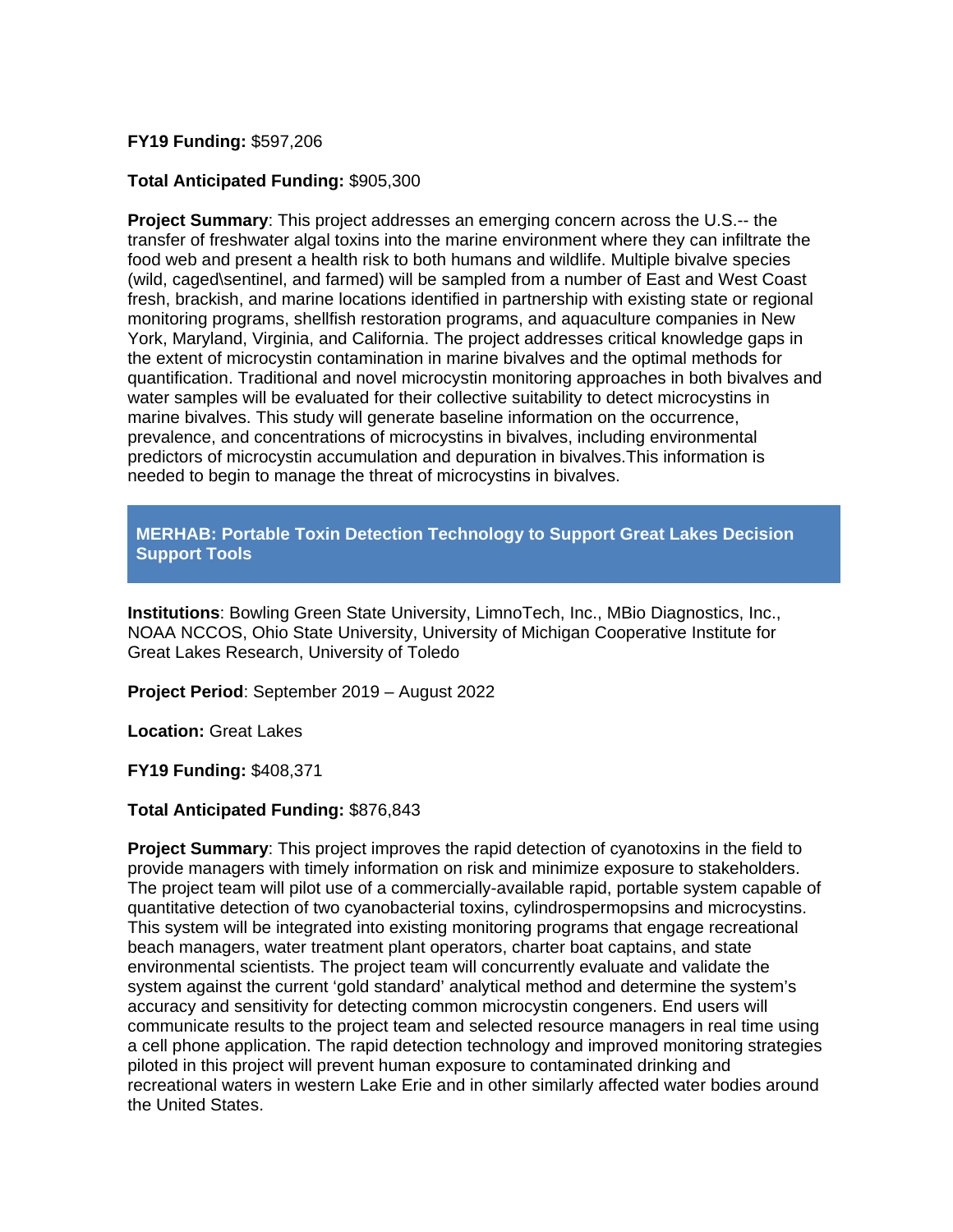**FY19 Funding:** $597,206

**Total Anticipated Funding:** $905,300

**Project Summary**: This project addresses an emerging concern across the U.S.-- the transfer of freshwater algal toxins into the marine environment where they can infiltrate the food web and present a health risk to both humans and wildlife. Multiple bivalve species (wild, caged\sentinel, and farmed) will be sampled from a number of East and West Coast fresh, brackish, and marine locations identified in partnership with existing state or regional monitoring programs, shellfish restoration programs, and aquaculture companies in New York, Maryland, Virginia, and California. The project addresses critical knowledge gaps in the extent of microcystin contamination in marine bivalves and the optimal methods for quantification. Traditional and novel microcystin monitoring approaches in both bivalves and water samples will be evaluated for their collective suitability to detect microcystins in marine bivalves. This study will generate baseline information on the occurrence, prevalence, and concentrations of microcystins in bivalves, including environmental predictors of microcystin accumulation and depuration in bivalves.This information is needed to begin to manage the threat of microcystins in bivalves.

## MERHAB: Portable Toxin Detection Technology to Support Great Lakes Decision Support Tools

**Institutions**: Bowling Green State University, LimnoTech, Inc., MBio Diagnostics, Inc., NOAA NCCOS, Ohio State University, University of Michigan Cooperative Institute for Great Lakes Research, University of Toledo

**Project Period**: September 2019 – August 2022

**Location:** Great Lakes

**FY19 Funding:** $408,371

**Total Anticipated Funding:** $876,843

**Project Summary**: This project improves the rapid detection of cyanotoxins in the field to provide managers with timely information on risk and minimize exposure to stakeholders. The project team will pilot use of a commercially-available rapid, portable system capable of quantitative detection of two cyanobacterial toxins, cylindrospermopsins and microcystins. This system will be integrated into existing monitoring programs that engage recreational beach managers, water treatment plant operators, charter boat captains, and state environmental scientists. The project team will concurrently evaluate and validate the system against the current 'gold standard' analytical method and determine the system's accuracy and sensitivity for detecting common microcystin congeners. End users will communicate results to the project team and selected resource managers in real time using a cell phone application. The rapid detection technology and improved monitoring strategies piloted in this project will prevent human exposure to contaminated drinking and recreational waters in western Lake Erie and in other similarly affected water bodies around the United States.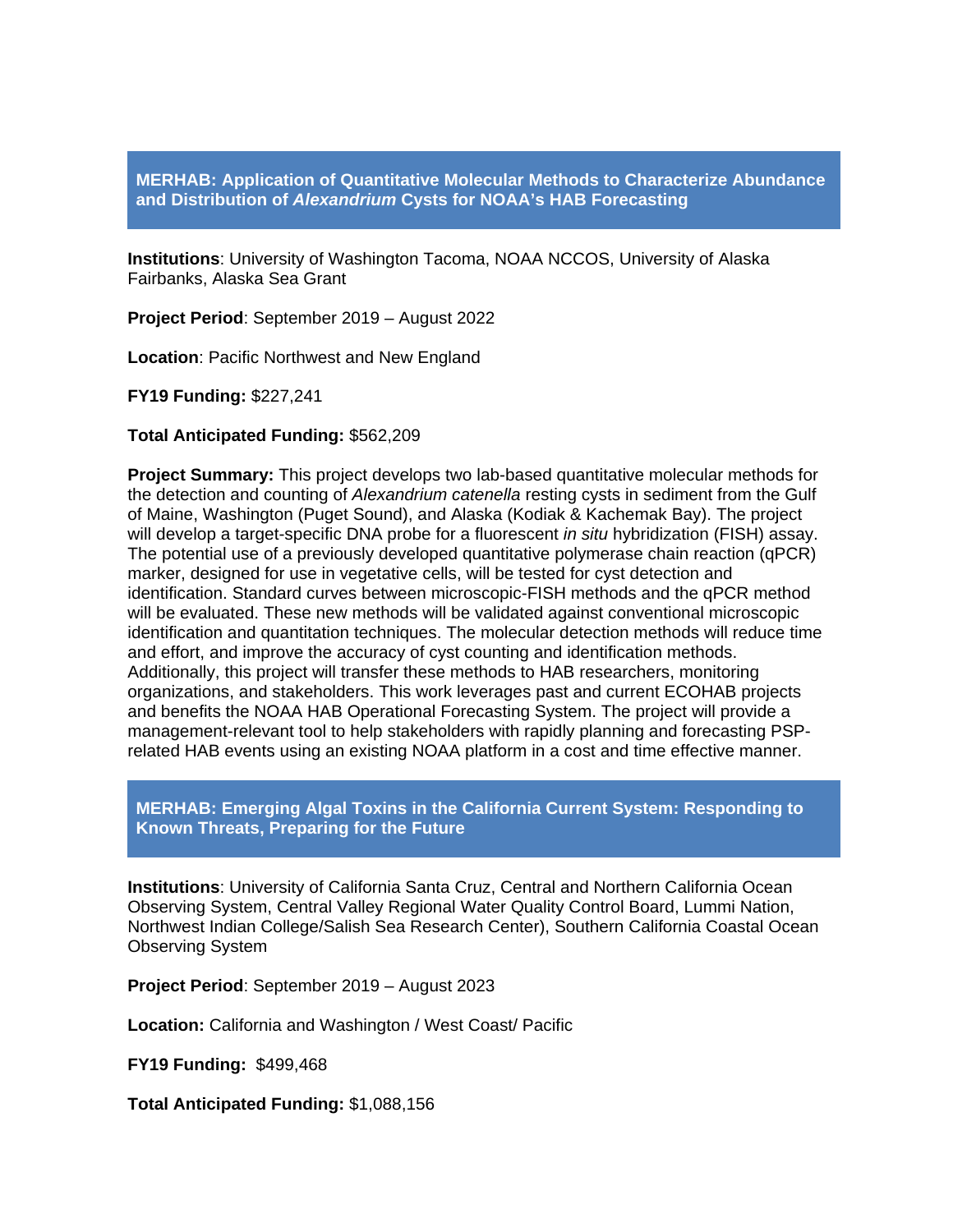## MERHAB: Application of Quantitative Molecular Methods to Characterize Abundance and Distribution of *Alexandrium* Cysts for NOAA's HAB Forecasting

**Institutions**: University of Washington Tacoma, NOAA NCCOS, University of Alaska Fairbanks, Alaska Sea Grant

**Project Period**: September 2019 – August 2022

**Location**: Pacific Northwest and New England

**FY19 Funding:** $227,241

**Total Anticipated Funding:** $562,209

**Project Summary:** This project develops two lab-based quantitative molecular methods for the detection and counting of *Alexandrium catenella* resting cysts in sediment from the Gulf of Maine, Washington (Puget Sound), and Alaska (Kodiak & Kachemak Bay). The project will develop a target-specific DNA probe for a fluorescent *in situ* hybridization (FISH) assay. The potential use of a previously developed quantitative polymerase chain reaction (qPCR) marker, designed for use in vegetative cells, will be tested for cyst detection and identification. Standard curves between microscopic-FISH methods and the qPCR method will be evaluated. These new methods will be validated against conventional microscopic identification and quantitation techniques. The molecular detection methods will reduce time and effort, and improve the accuracy of cyst counting and identification methods. Additionally, this project will transfer these methods to HAB researchers, monitoring organizations, and stakeholders. This work leverages past and current ECOHAB projects and benefits the NOAA HAB Operational Forecasting System. The project will provide a management-relevant tool to help stakeholders with rapidly planning and forecasting PSP-related HAB events using an existing NOAA platform in a cost and time effective manner.

## MERHAB: Emerging Algal Toxins in the California Current System: Responding to Known Threats, Preparing for the Future

**Institutions**: University of California Santa Cruz, Central and Northern California Ocean Observing System, Central Valley Regional Water Quality Control Board, Lummi Nation, Northwest Indian College/Salish Sea Research Center), Southern California Coastal Ocean Observing System

**Project Period**: September 2019 – August 2023

**Location:** California and Washington / West Coast/ Pacific

**FY19 Funding:** $499,468

**Total Anticipated Funding:** $1,088,156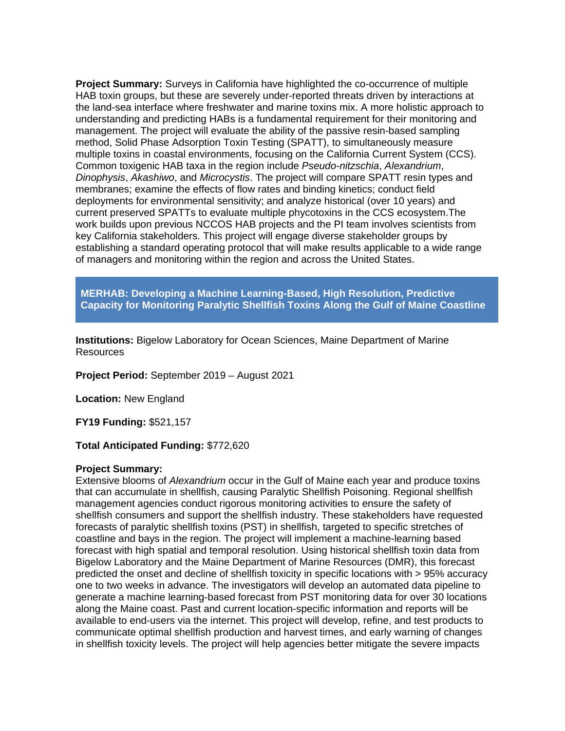**Project Summary:** Surveys in California have highlighted the co-occurrence of multiple HAB toxin groups, but these are severely under-reported threats driven by interactions at the land-sea interface where freshwater and marine toxins mix. A more holistic approach to understanding and predicting HABs is a fundamental requirement for their monitoring and management. The project will evaluate the ability of the passive resin-based sampling method, Solid Phase Adsorption Toxin Testing (SPATT), to simultaneously measure multiple toxins in coastal environments, focusing on the California Current System (CCS). Common toxigenic HAB taxa in the region include *Pseudo-nitzschia*, *Alexandrium*, *Dinophysis*, *Akashiwo*, and *Microcystis*. The project will compare SPATT resin types and membranes; examine the effects of flow rates and binding kinetics; conduct field deployments for environmental sensitivity; and analyze historical (over 10 years) and current preserved SPATTs to evaluate multiple phycotoxins in the CCS ecosystem.The work builds upon previous NCCOS HAB projects and the PI team involves scientists from key California stakeholders. This project will engage diverse stakeholder groups by establishing a standard operating protocol that will make results applicable to a wide range of managers and monitoring within the region and across the United States.

## MERHAB: Developing a Machine Learning-Based, High Resolution, Predictive Capacity for Monitoring Paralytic Shellfish Toxins Along the Gulf of Maine Coastline

**Institutions:** Bigelow Laboratory for Ocean Sciences, Maine Department of Marine Resources

**Project Period:** September 2019 – August 2021

**Location:** New England

**FY19 Funding:** $521,157

**Total Anticipated Funding:** $772,620

**Project Summary:**
Extensive blooms of *Alexandrium* occur in the Gulf of Maine each year and produce toxins that can accumulate in shellfish, causing Paralytic Shellfish Poisoning. Regional shellfish management agencies conduct rigorous monitoring activities to ensure the safety of shellfish consumers and support the shellfish industry. These stakeholders have requested forecasts of paralytic shellfish toxins (PST) in shellfish, targeted to specific stretches of coastline and bays in the region. The project will implement a machine-learning based forecast with high spatial and temporal resolution. Using historical shellfish toxin data from Bigelow Laboratory and the Maine Department of Marine Resources (DMR), this forecast predicted the onset and decline of shellfish toxicity in specific locations with > 95% accuracy one to two weeks in advance. The investigators will develop an automated data pipeline to generate a machine learning-based forecast from PST monitoring data for over 30 locations along the Maine coast. Past and current location-specific information and reports will be available to end-users via the internet. This project will develop, refine, and test products to communicate optimal shellfish production and harvest times, and early warning of changes in shellfish toxicity levels. The project will help agencies better mitigate the severe impacts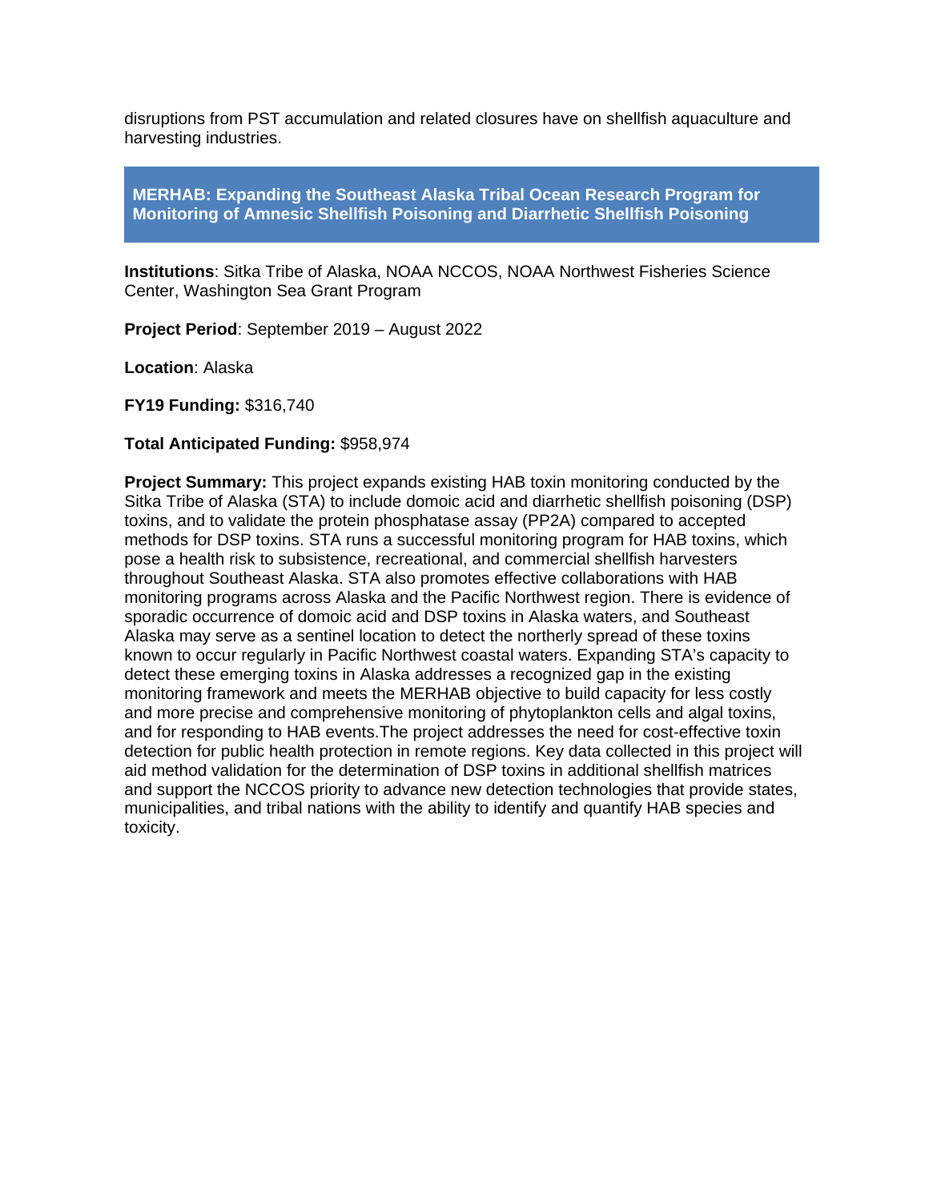disruptions from PST accumulation and related closures have on shellfish aquaculture and harvesting industries.

## MERHAB: Expanding the Southeast Alaska Tribal Ocean Research Program for Monitoring of Amnesic Shellfish Poisoning and Diarrhetic Shellfish Poisoning

**Institutions**: Sitka Tribe of Alaska, NOAA NCCOS, NOAA Northwest Fisheries Science Center, Washington Sea Grant Program

**Project Period**: September 2019 – August 2022

**Location**: Alaska

**FY19 Funding:** $316,740

**Total Anticipated Funding:** $958,974

**Project Summary:** This project expands existing HAB toxin monitoring conducted by the Sitka Tribe of Alaska (STA) to include domoic acid and diarrhetic shellfish poisoning (DSP) toxins, and to validate the protein phosphatase assay (PP2A) compared to accepted methods for DSP toxins. STA runs a successful monitoring program for HAB toxins, which pose a health risk to subsistence, recreational, and commercial shellfish harvesters throughout Southeast Alaska. STA also promotes effective collaborations with HAB monitoring programs across Alaska and the Pacific Northwest region. There is evidence of sporadic occurrence of domoic acid and DSP toxins in Alaska waters, and Southeast Alaska may serve as a sentinel location to detect the northerly spread of these toxins known to occur regularly in Pacific Northwest coastal waters. Expanding STA's capacity to detect these emerging toxins in Alaska addresses a recognized gap in the existing monitoring framework and meets the MERHAB objective to build capacity for less costly and more precise and comprehensive monitoring of phytoplankton cells and algal toxins, and for responding to HAB events.The project addresses the need for cost-effective toxin detection for public health protection in remote regions. Key data collected in this project will aid method validation for the determination of DSP toxins in additional shellfish matrices and support the NCCOS priority to advance new detection technologies that provide states, municipalities, and tribal nations with the ability to identify and quantify HAB species and toxicity.